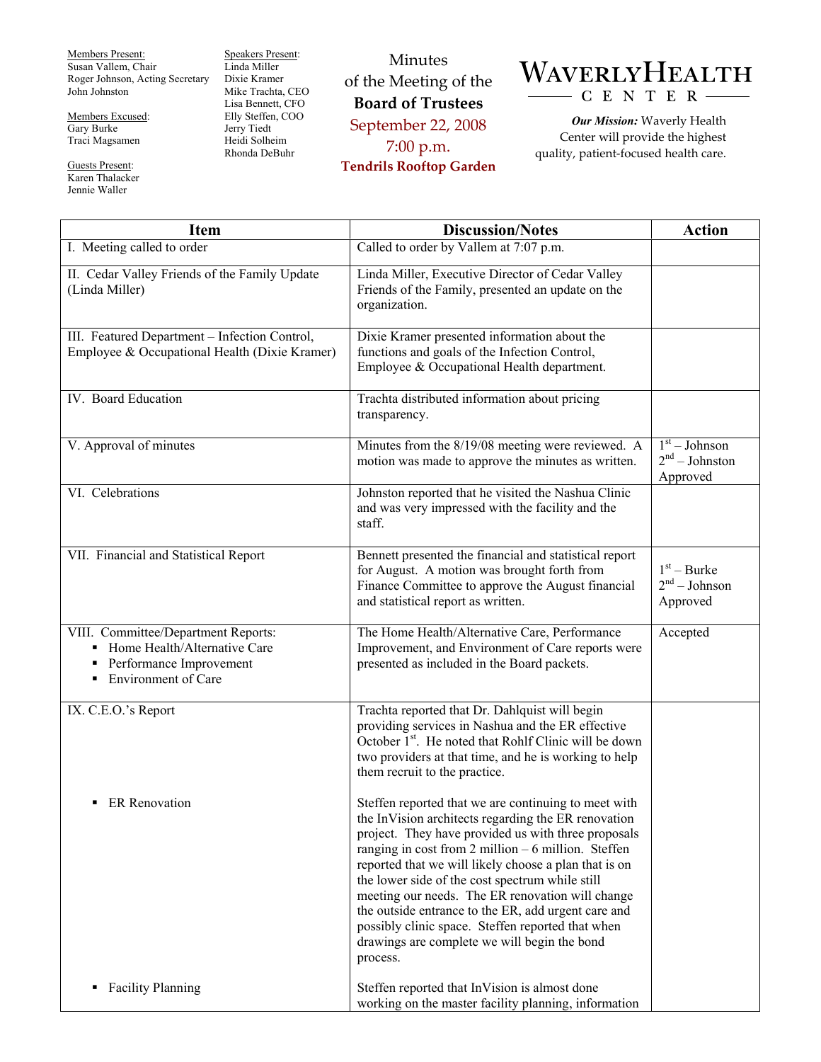Members Present:
Susan Vallem, Chair
Roger Johnson, Acting Secretary
John Johnston

Members Excused:
Gary Burke
Traci Magsamen

Guests Present:
Karen Thalacker
Jennie Waller

Speakers Present:
Linda Miller
Dixie Kramer
Mike Trachta, CEO
Lisa Bennett, CFO
Elly Steffen, COO
Jerry Tiedt
Heidi Solheim
Rhonda DeBuhr

Minutes
of the Meeting of the
**Board of Trustees**
September 22, 2008
7:00 p.m.
**Tendrils Rooftop Garden**

# WAVERLY HEALTH CENTER

***Our Mission:*** Waverly Health Center will provide the highest quality, patient-focused health care.

| Item | Discussion/Notes | Action |
|---|---|---|
| I. Meeting called to order | Called to order by Vallem at 7:07 p.m. | |
| II. Cedar Valley Friends of the Family Update (Linda Miller) | Linda Miller, Executive Director of Cedar Valley Friends of the Family, presented an update on the organization. | |
| III. Featured Department – Infection Control, Employee & Occupational Health (Dixie Kramer) | Dixie Kramer presented information about the functions and goals of the Infection Control, Employee & Occupational Health department. | |
| IV. Board Education | Trachta distributed information about pricing transparency. | |
| V. Approval of minutes | Minutes from the 8/19/08 meeting were reviewed. A motion was made to approve the minutes as written. | 1st – Johnson<br>2nd – Johnston<br>Approved |
| VI. Celebrations | Johnston reported that he visited the Nashua Clinic and was very impressed with the facility and the staff. | |
| VII. Financial and Statistical Report | Bennett presented the financial and statistical report for August. A motion was brought forth from Finance Committee to approve the August financial and statistical report as written. | 1st – Burke<br>2nd – Johnson<br>Approved |
| VIII. Committee/Department Reports:<br>▪ Home Health/Alternative Care<br>▪ Performance Improvement<br>▪ Environment of Care | The Home Health/Alternative Care, Performance Improvement, and Environment of Care reports were presented as included in the Board packets. | Accepted |
| IX. C.E.O.'s Report | Trachta reported that Dr. Dahlquist will begin providing services in Nashua and the ER effective October 1st. He noted that Rohlf Clinic will be down two providers at that time, and he is working to help them recruit to the practice. | |
| ▪ ER Renovation | Steffen reported that we are continuing to meet with the InVision architects regarding the ER renovation project. They have provided us with three proposals ranging in cost from 2 million – 6 million. Steffen reported that we will likely choose a plan that is on the lower side of the cost spectrum while still meeting our needs. The ER renovation will change the outside entrance to the ER, add urgent care and possibly clinic space. Steffen reported that when drawings are complete we will begin the bond process. | |
| ▪ Facility Planning | Steffen reported that InVision is almost done working on the master facility planning, information | |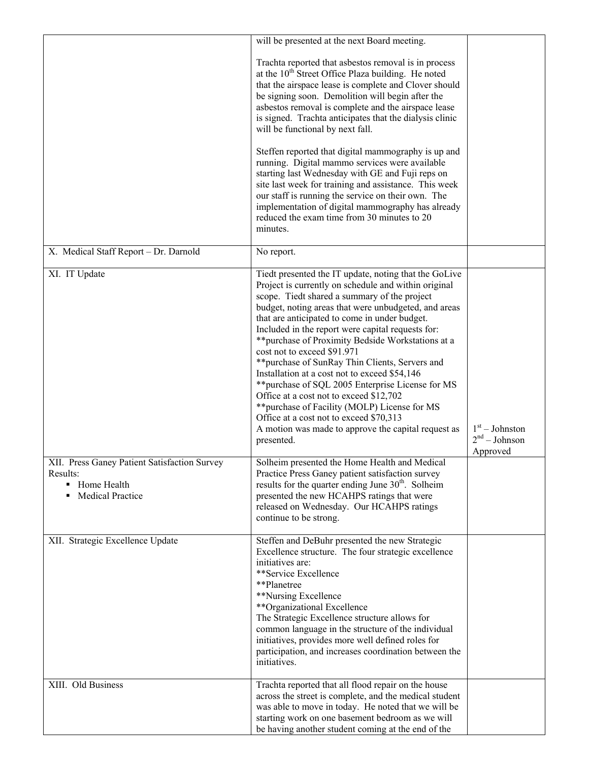| | | |
|---|---|---|
| | will be presented at the next Board meeting.<br><br>Trachta reported that asbestos removal is in process at the 10th Street Office Plaza building. He noted that the airspace lease is complete and Clover should be signing soon. Demolition will begin after the asbestos removal is complete and the airspace lease is signed. Trachta anticipates that the dialysis clinic will be functional by next fall.<br><br>Steffen reported that digital mammography is up and running. Digital mammo services were available starting last Wednesday with GE and Fuji reps on site last week for training and assistance. This week our staff is running the service on their own. The implementation of digital mammography has already reduced the exam time from 30 minutes to 20 minutes. | |
| X. Medical Staff Report – Dr. Darnold | No report. | |
| XI. IT Update | Tiedt presented the IT update, noting that the GoLive Project is currently on schedule and within original scope. Tiedt shared a summary of the project budget, noting areas that were unbudgeted, and areas that are anticipated to come in under budget. Included in the report were capital requests for:<br>**purchase of Proximity Bedside Workstations at a cost not to exceed $91.971<br>**purchase of SunRay Thin Clients, Servers and Installation at a cost not to exceed $54,146<br>**purchase of SQL 2005 Enterprise License for MS Office at a cost not to exceed $12,702<br>**purchase of Facility (MOLP) License for MS Office at a cost not to exceed $70,313<br>A motion was made to approve the capital request as presented. | 1st – Johnston<br>2nd – Johnson<br>Approved |
| XII. Press Ganey Patient Satisfaction Survey Results:<br>▪ Home Health<br>▪ Medical Practice | Solheim presented the Home Health and Medical Practice Press Ganey patient satisfaction survey results for the quarter ending June 30th. Solheim presented the new HCAHPS ratings that were released on Wednesday. Our HCAHPS ratings continue to be strong. | |
| XII. Strategic Excellence Update | Steffen and DeBuhr presented the new Strategic Excellence structure. The four strategic excellence initiatives are:<br>**Service Excellence<br>**Planetree<br>**Nursing Excellence<br>**Organizational Excellence<br>The Strategic Excellence structure allows for common language in the structure of the individual initiatives, provides more well defined roles for participation, and increases coordination between the initiatives. | |
| XIII. Old Business | Trachta reported that all flood repair on the house across the street is complete, and the medical student was able to move in today. He noted that we will be starting work on one basement bedroom as we will be having another student coming at the end of the | |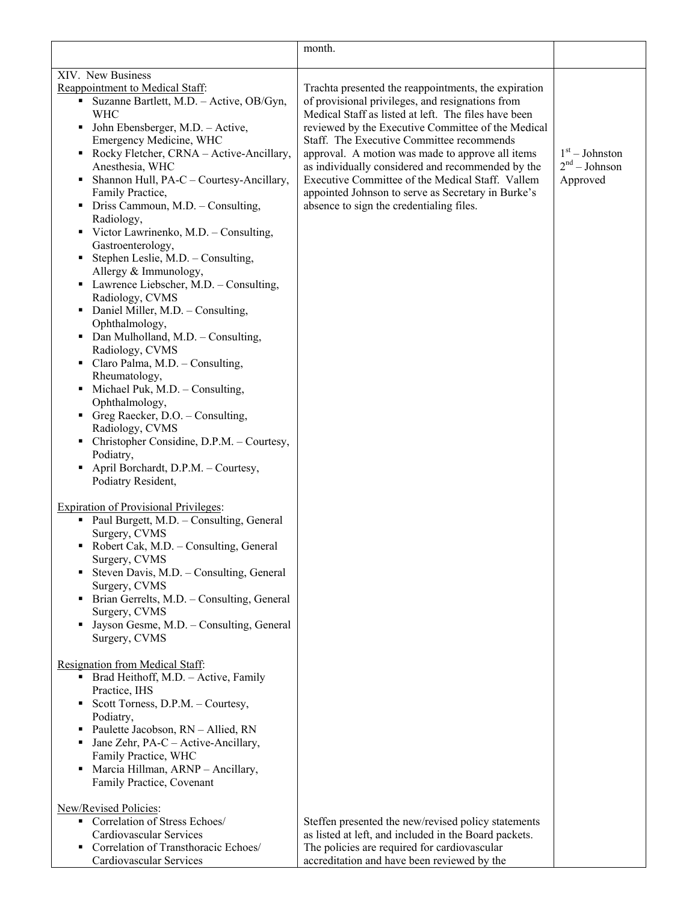| | | |
|---|---|---|
| | month. | |
| XIV. New Business<br><br>Reappointment to Medical Staff:<br>▪ Suzanne Bartlett, M.D. – Active, OB/Gyn, WHC<br>▪ John Ebensberger, M.D. – Active, Emergency Medicine, WHC<br>▪ Rocky Fletcher, CRNA – Active-Ancillary, Anesthesia, WHC<br>▪ Shannon Hull, PA-C – Courtesy-Ancillary, Family Practice,<br>▪ Driss Cammoun, M.D. – Consulting, Radiology,<br>▪ Victor Lawrinenko, M.D. – Consulting, Gastroenterology,<br>▪ Stephen Leslie, M.D. – Consulting, Allergy & Immunology,<br>▪ Lawrence Liebscher, M.D. – Consulting, Radiology, CVMS<br>▪ Daniel Miller, M.D. – Consulting, Ophthalmology,<br>▪ Dan Mulholland, M.D. – Consulting, Radiology, CVMS<br>▪ Claro Palma, M.D. – Consulting, Rheumatology,<br>▪ Michael Puk, M.D. – Consulting, Ophthalmology,<br>▪ Greg Raecker, D.O. – Consulting, Radiology, CVMS<br>▪ Christopher Considine, D.P.M. – Courtesy, Podiatry,<br>▪ April Borchardt, D.P.M. – Courtesy, Podiatry Resident,<br><br>Expiration of Provisional Privileges:<br>▪ Paul Burgett, M.D. – Consulting, General Surgery, CVMS<br>▪ Robert Cak, M.D. – Consulting, General Surgery, CVMS<br>▪ Steven Davis, M.D. – Consulting, General Surgery, CVMS<br>▪ Brian Gerrelts, M.D. – Consulting, General Surgery, CVMS<br>▪ Jayson Gesme, M.D. – Consulting, General Surgery, CVMS<br><br>Resignation from Medical Staff:<br>▪ Brad Heithoff, M.D. – Active, Family Practice, IHS<br>▪ Scott Torness, D.P.M. – Courtesy, Podiatry,<br>▪ Paulette Jacobson, RN – Allied, RN<br>▪ Jane Zehr, PA-C – Active-Ancillary, Family Practice, WHC<br>▪ Marcia Hillman, ARNP – Ancillary, Family Practice, Covenant | Trachta presented the reappointments, the expiration of provisional privileges, and resignations from Medical Staff as listed at left. The files have been reviewed by the Executive Committee of the Medical Staff. The Executive Committee recommends approval. A motion was made to approve all items as individually considered and recommended by the Executive Committee of the Medical Staff. Vallem appointed Johnson to serve as Secretary in Burke's absence to sign the credentialing files. | 1st – Johnston<br>2nd – Johnson<br>Approved |
| New/Revised Policies:<br>▪ Correlation of Stress Echoes/ Cardiovascular Services<br>▪ Correlation of Transthoracic Echoes/ Cardiovascular Services | Steffen presented the new/revised policy statements as listed at left, and included in the Board packets. The policies are required for cardiovascular accreditation and have been reviewed by the | |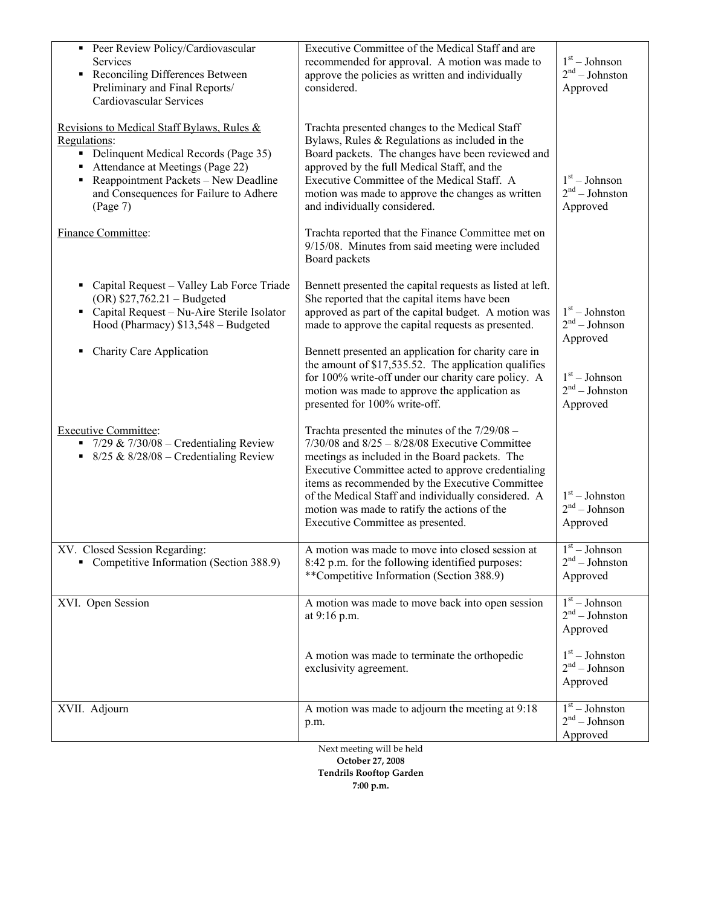| | | |
|---|---|---|
| ▪ Peer Review Policy/Cardiovascular Services<br>▪ Reconciling Differences Between Preliminary and Final Reports/ Cardiovascular Services | Executive Committee of the Medical Staff and are recommended for approval. A motion was made to approve the policies as written and individually considered. | 1st – Johnson<br>2nd – Johnston<br>Approved |
| Revisions to Medical Staff Bylaws, Rules & Regulations:<br>▪ Delinquent Medical Records (Page 35)<br>▪ Attendance at Meetings (Page 22)<br>▪ Reappointment Packets – New Deadline and Consequences for Failure to Adhere (Page 7) | Trachta presented changes to the Medical Staff Bylaws, Rules & Regulations as included in the Board packets. The changes have been reviewed and approved by the full Medical Staff, and the Executive Committee of the Medical Staff. A motion was made to approve the changes as written and individually considered. | 1st – Johnson<br>2nd – Johnston<br>Approved |
| Finance Committee: | Trachta reported that the Finance Committee met on 9/15/08. Minutes from said meeting were included Board packets | |
| ▪ Capital Request – Valley Lab Force Triade (OR) $27,762.21 – Budgeted<br>▪ Capital Request – Nu-Aire Sterile Isolator Hood (Pharmacy) $13,548 – Budgeted | Bennett presented the capital requests as listed at left. She reported that the capital items have been approved as part of the capital budget. A motion was made to approve the capital requests as presented. | 1st – Johnston<br>2nd – Johnson<br>Approved |
| ▪ Charity Care Application | Bennett presented an application for charity care in the amount of $17,535.52. The application qualifies for 100% write-off under our charity care policy. A motion was made to approve the application as presented for 100% write-off. | 1st – Johnson<br>2nd – Johnston<br>Approved |
| Executive Committee:<br>▪ 7/29 & 7/30/08 – Credentialing Review<br>▪ 8/25 & 8/28/08 – Credentialing Review | Trachta presented the minutes of the 7/29/08 – 7/30/08 and 8/25 – 8/28/08 Executive Committee meetings as included in the Board packets. The Executive Committee acted to approve credentialing items as recommended by the Executive Committee of the Medical Staff and individually considered. A motion was made to ratify the actions of the Executive Committee as presented. | 1st – Johnston<br>2nd – Johnson<br>Approved |
| XV. Closed Session Regarding:<br>▪ Competitive Information (Section 388.9) | A motion was made to move into closed session at 8:42 p.m. for the following identified purposes: **Competitive Information (Section 388.9) | 1st – Johnson<br>2nd – Johnston<br>Approved |
| XVI. Open Session | A motion was made to move back into open session at 9:16 p.m.<br><br>A motion was made to terminate the orthopedic exclusivity agreement. | 1st – Johnson<br>2nd – Johnston<br>Approved<br><br>1st – Johnston<br>2nd – Johnson<br>Approved |
| XVII. Adjourn | A motion was made to adjourn the meeting at 9:18 p.m. | 1st – Johnston<br>2nd – Johnson<br>Approved |

Next meeting will be held
**October 27, 2008**
**Tendrils Rooftop Garden**
**7:00 p.m.**